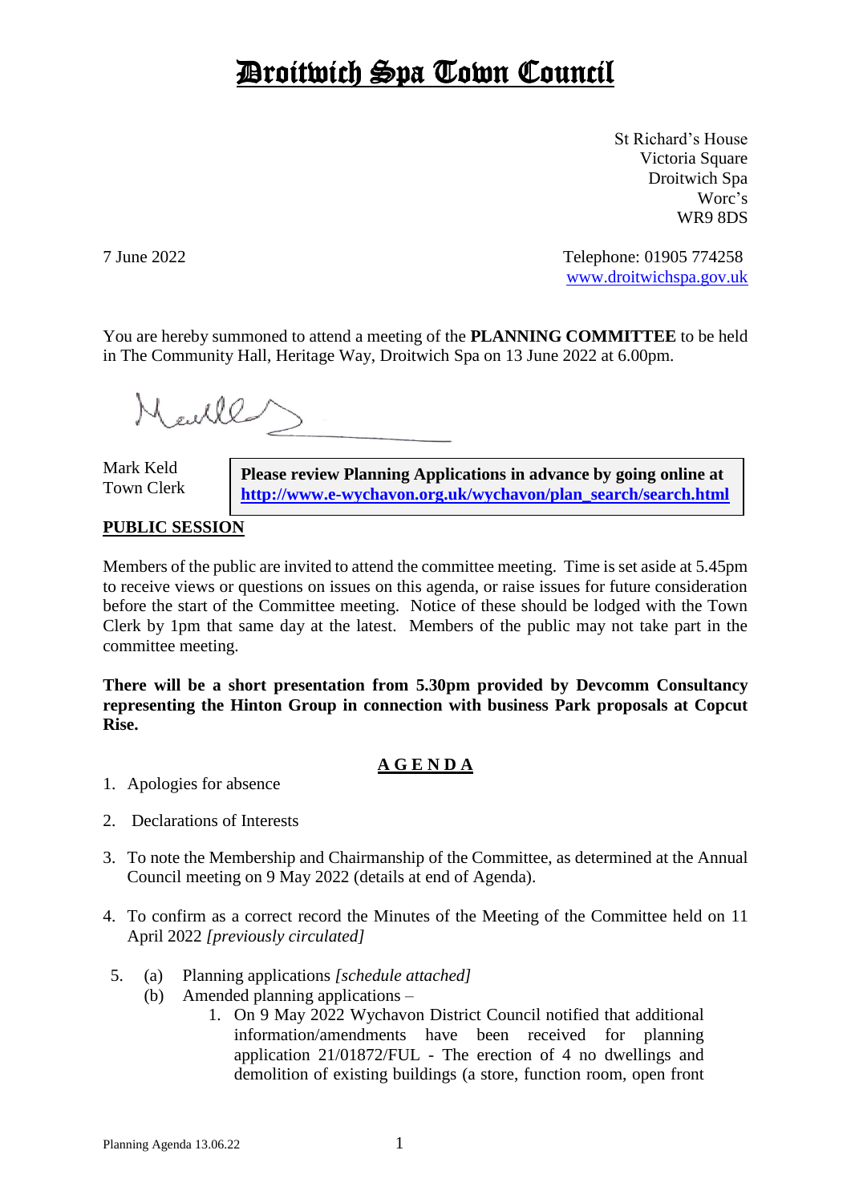# Droitwich Spa Town Council

St Richard's House
Victoria Square
Droitwich Spa
Worc's
WR9 8DS

7 June 2022

Telephone: 01905 774258
www.droitwichspa.gov.uk

You are hereby summoned to attend a meeting of the **PLANNING COMMITTEE** to be held in The Community Hall, Heritage Way, Droitwich Spa on 13 June 2022 at 6.00pm.

Mark Keld
Town Clerk

**Please review Planning Applications in advance by going online at http://www.e-wychavon.org.uk/wychavon/plan_search/search.html**

## PUBLIC SESSION

Members of the public are invited to attend the committee meeting. Time is set aside at 5.45pm to receive views or questions on issues on this agenda, or raise issues for future consideration before the start of the Committee meeting. Notice of these should be lodged with the Town Clerk by 1pm that same day at the latest. Members of the public may not take part in the committee meeting.

**There will be a short presentation from 5.30pm provided by Devcomm Consultancy representing the Hinton Group in connection with business Park proposals at Copcut Rise.**

## AGENDA

1. Apologies for absence
2. Declarations of Interests
3. To note the Membership and Chairmanship of the Committee, as determined at the Annual Council meeting on 9 May 2022 (details at end of Agenda).
4. To confirm as a correct record the Minutes of the Meeting of the Committee held on 11 April 2022 *[previously circulated]*
5. (a) Planning applications *[schedule attached]*
   (b) Amended planning applications –
      1. On 9 May 2022 Wychavon District Council notified that additional information/amendments have been received for planning application 21/01872/FUL - The erection of 4 no dwellings and demolition of existing buildings (a store, function room, open front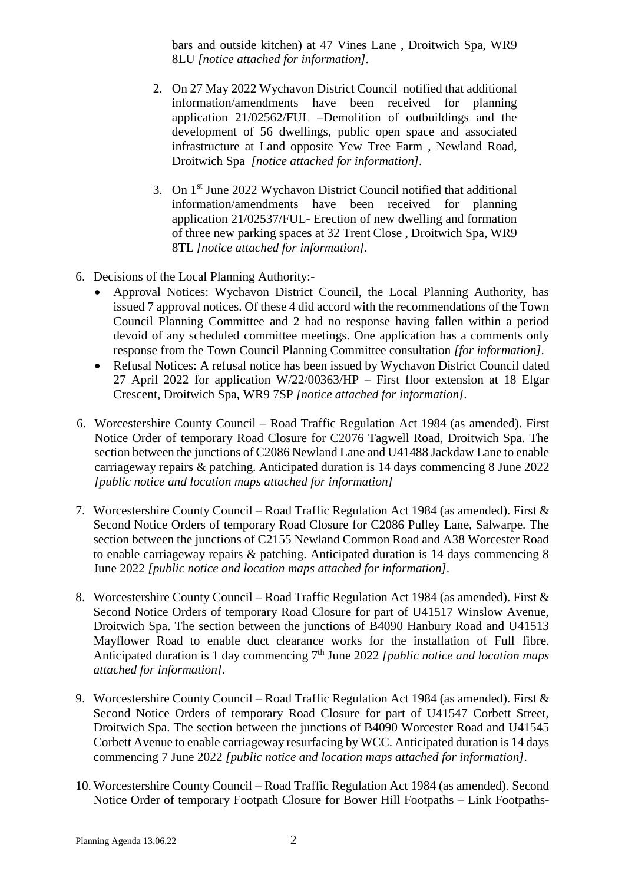bars and outside kitchen) at 47 Vines Lane , Droitwich Spa, WR9 8LU *[notice attached for information]*.

2. On 27 May 2022 Wychavon District Council notified that additional information/amendments have been received for planning application 21/02562/FUL –Demolition of outbuildings and the development of 56 dwellings, public open space and associated infrastructure at Land opposite Yew Tree Farm , Newland Road, Droitwich Spa *[notice attached for information]*.

3. On 1st June 2022 Wychavon District Council notified that additional information/amendments have been received for planning application 21/02537/FUL- Erection of new dwelling and formation of three new parking spaces at 32 Trent Close , Droitwich Spa, WR9 8TL *[notice attached for information]*.

6. Decisions of the Local Planning Authority:-
   - Approval Notices: Wychavon District Council, the Local Planning Authority, has issued 7 approval notices. Of these 4 did accord with the recommendations of the Town Council Planning Committee and 2 had no response having fallen within a period devoid of any scheduled committee meetings. One application has a comments only response from the Town Council Planning Committee consultation *[for information]*.
   - Refusal Notices: A refusal notice has been issued by Wychavon District Council dated 27 April 2022 for application W/22/00363/HP – First floor extension at 18 Elgar Crescent, Droitwich Spa, WR9 7SP *[notice attached for information]*.

6. Worcestershire County Council – Road Traffic Regulation Act 1984 (as amended). First Notice Order of temporary Road Closure for C2076 Tagwell Road, Droitwich Spa. The section between the junctions of C2086 Newland Lane and U41488 Jackdaw Lane to enable carriageway repairs & patching. Anticipated duration is 14 days commencing 8 June 2022 *[public notice and location maps attached for information]*

7. Worcestershire County Council – Road Traffic Regulation Act 1984 (as amended). First & Second Notice Orders of temporary Road Closure for C2086 Pulley Lane, Salwarpe. The section between the junctions of C2155 Newland Common Road and A38 Worcester Road to enable carriageway repairs & patching. Anticipated duration is 14 days commencing 8 June 2022 *[public notice and location maps attached for information]*.

8. Worcestershire County Council – Road Traffic Regulation Act 1984 (as amended). First & Second Notice Orders of temporary Road Closure for part of U41517 Winslow Avenue, Droitwich Spa. The section between the junctions of B4090 Hanbury Road and U41513 Mayflower Road to enable duct clearance works for the installation of Full fibre. Anticipated duration is 1 day commencing 7th June 2022 *[public notice and location maps attached for information]*.

9. Worcestershire County Council – Road Traffic Regulation Act 1984 (as amended). First & Second Notice Orders of temporary Road Closure for part of U41547 Corbett Street, Droitwich Spa. The section between the junctions of B4090 Worcester Road and U41545 Corbett Avenue to enable carriageway resurfacing by WCC. Anticipated duration is 14 days commencing 7 June 2022 *[public notice and location maps attached for information]*.

10. Worcestershire County Council – Road Traffic Regulation Act 1984 (as amended). Second Notice Order of temporary Footpath Closure for Bower Hill Footpaths – Link Footpaths-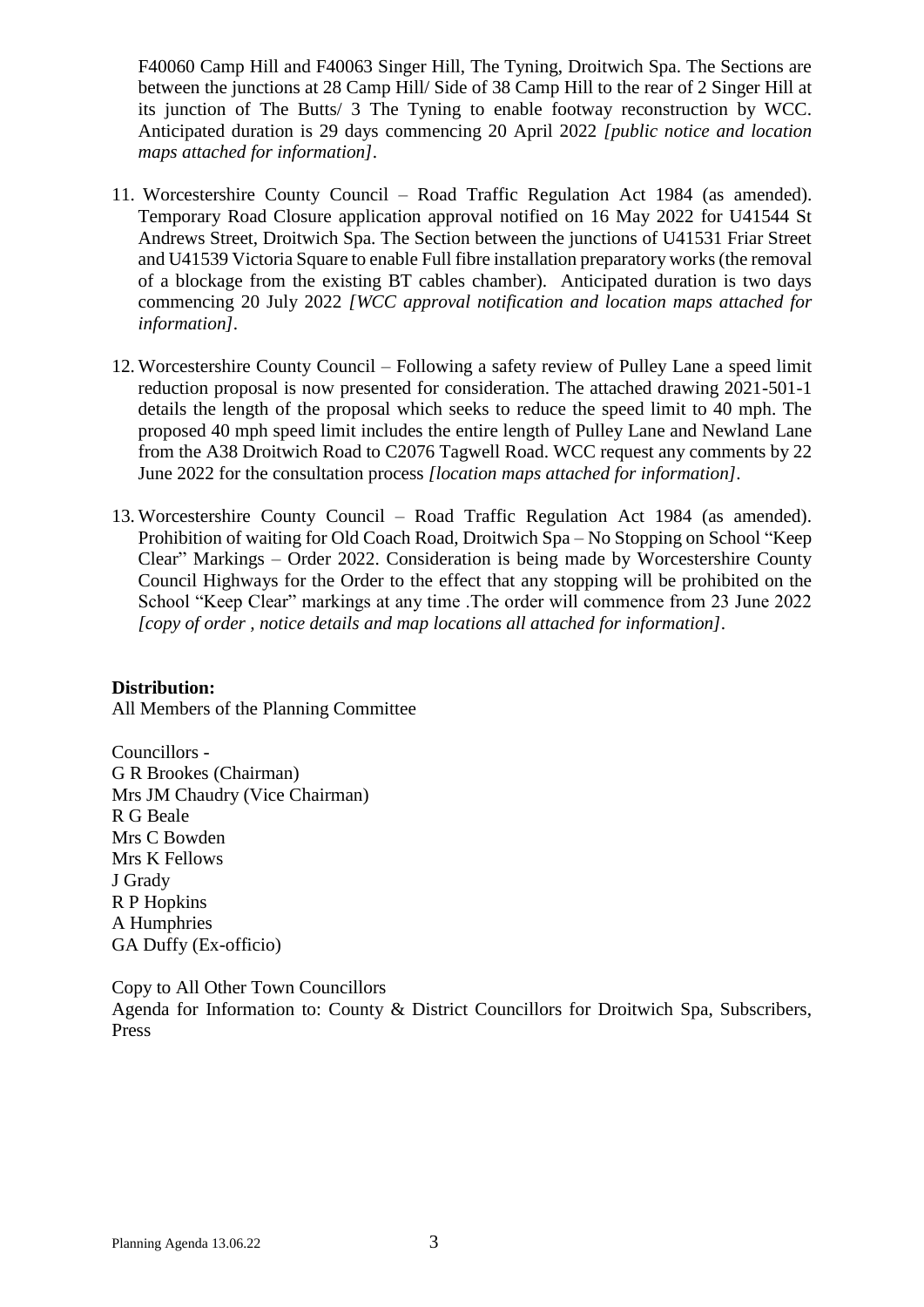F40060 Camp Hill and F40063 Singer Hill, The Tyning, Droitwich Spa. The Sections are between the junctions at 28 Camp Hill/ Side of 38 Camp Hill to the rear of 2 Singer Hill at its junction of The Butts/ 3 The Tyning to enable footway reconstruction by WCC. Anticipated duration is 29 days commencing 20 April 2022 *[public notice and location maps attached for information]*.

11. Worcestershire County Council – Road Traffic Regulation Act 1984 (as amended). Temporary Road Closure application approval notified on 16 May 2022 for U41544 St Andrews Street, Droitwich Spa. The Section between the junctions of U41531 Friar Street and U41539 Victoria Square to enable Full fibre installation preparatory works (the removal of a blockage from the existing BT cables chamber). Anticipated duration is two days commencing 20 July 2022 *[WCC approval notification and location maps attached for information]*.

12. Worcestershire County Council – Following a safety review of Pulley Lane a speed limit reduction proposal is now presented for consideration. The attached drawing 2021-501-1 details the length of the proposal which seeks to reduce the speed limit to 40 mph. The proposed 40 mph speed limit includes the entire length of Pulley Lane and Newland Lane from the A38 Droitwich Road to C2076 Tagwell Road. WCC request any comments by 22 June 2022 for the consultation process *[location maps attached for information]*.

13. Worcestershire County Council – Road Traffic Regulation Act 1984 (as amended). Prohibition of waiting for Old Coach Road, Droitwich Spa – No Stopping on School "Keep Clear" Markings – Order 2022. Consideration is being made by Worcestershire County Council Highways for the Order to the effect that any stopping will be prohibited on the School "Keep Clear" markings at any time .The order will commence from 23 June 2022 *[copy of order , notice details and map locations all attached for information]*.

**Distribution:**
All Members of the Planning Committee

Councillors -
G R Brookes (Chairman)
Mrs JM Chaudry (Vice Chairman)
R G Beale
Mrs C Bowden
Mrs K Fellows
J Grady
R P Hopkins
A Humphries
GA Duffy (Ex-officio)

Copy to All Other Town Councillors
Agenda for Information to: County & District Councillors for Droitwich Spa, Subscribers, Press